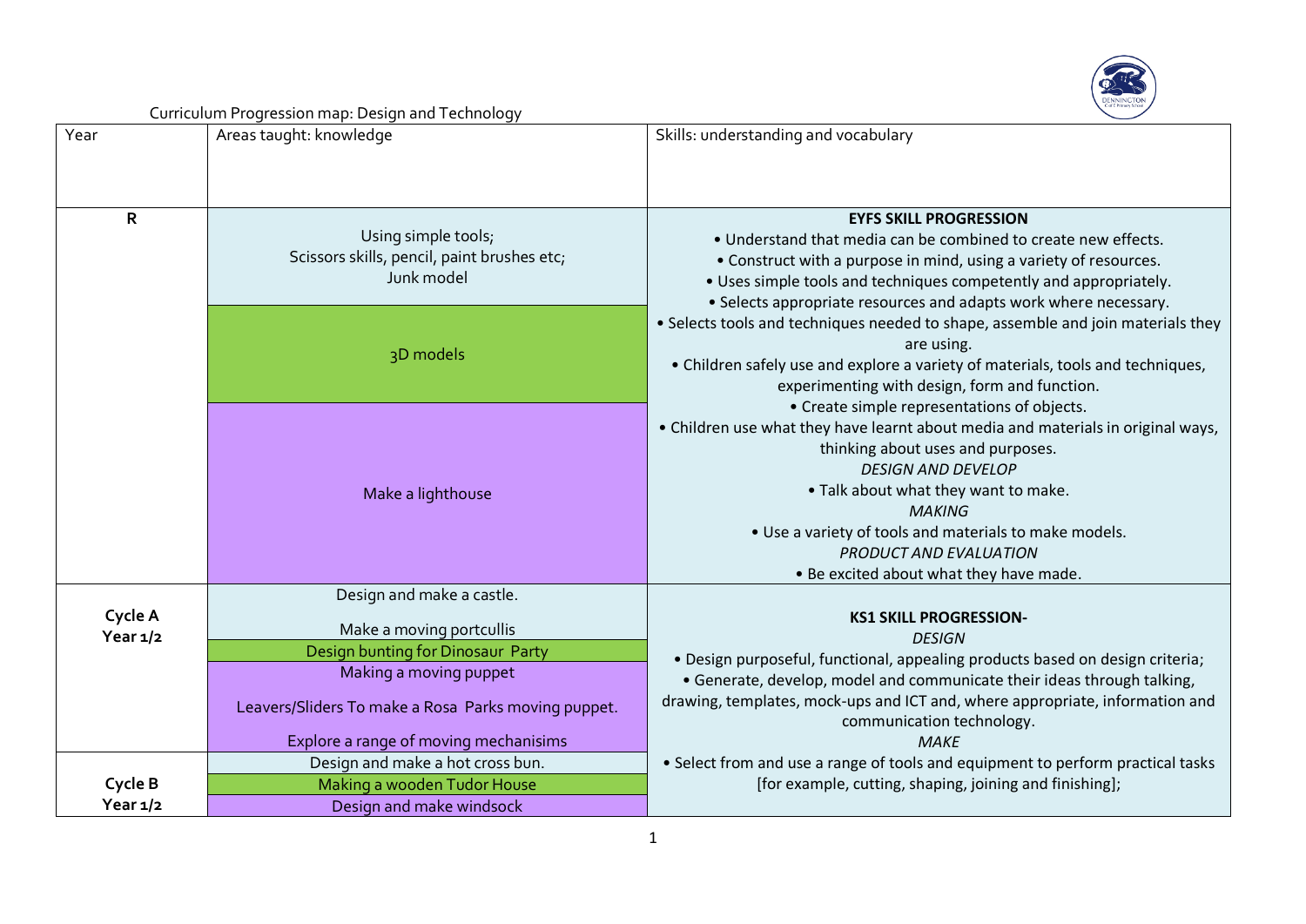Curriculum Progression map: Design and Technology

| Year | Areas taught: knowledge | Skills: understanding and vocabulary |
|---|---|---|
| **R** | Using simple tools;<br>Scissors skills, pencil, paint brushes etc;<br>Junk model | **EYFS SKILL PROGRESSION**<br>• Understand that media can be combined to create new effects.<br>• Construct with a purpose in mind, using a variety of resources.<br>• Uses simple tools and techniques competently and appropriately.<br>• Selects appropriate resources and adapts work where necessary.<br>• Selects tools and techniques needed to shape, assemble and join materials they are using.<br>• Children safely use and explore a variety of materials, tools and techniques, experimenting with design, form and function.<br>• Create simple representations of objects.<br>• Children use what they have learnt about media and materials in original ways, thinking about uses and purposes.<br>*DESIGN AND DEVELOP*<br>• Talk about what they want to make.<br>*MAKING*<br>• Use a variety of tools and materials to make models.<br>*PRODUCT AND EVALUATION*<br>• Be excited about what they have made. |
| | 3D models | |
| | Make a lighthouse | |
| **Cycle A Year 1/2** | Design and make a castle.<br>Make a moving portcullis | **KS1 SKILL PROGRESSION-**<br>*DESIGN*<br>• Design purposeful, functional, appealing products based on design criteria;<br>• Generate, develop, model and communicate their ideas through talking, drawing, templates, mock-ups and ICT and, where appropriate, information and communication technology.<br>*MAKE*<br>• Select from and use a range of tools and equipment to perform practical tasks [for example, cutting, shaping, joining and finishing]; |
| | Design bunting for Dinosaur Party | |
| | Making a moving puppet<br>Leavers/Sliders To make a Rosa Parks moving puppet.<br>Explore a range of moving mechanisims | |
| **Cycle B Year 1/2** | Design and make a hot cross bun. | |
| | Making a wooden Tudor House | |
| | Design and make windsock | |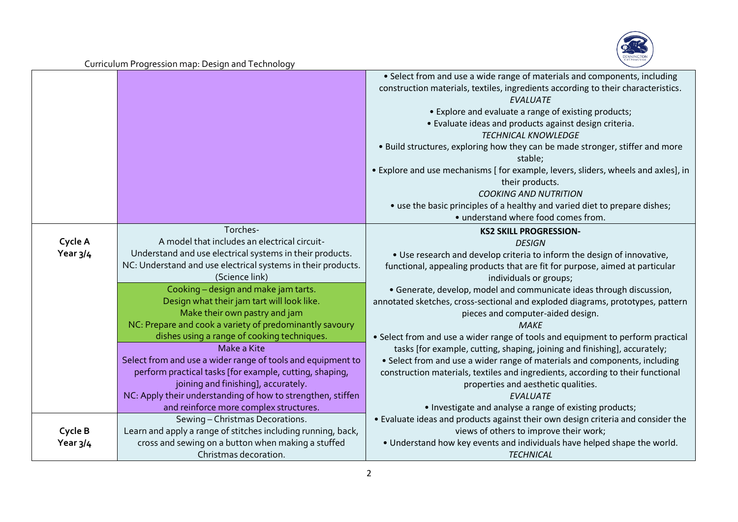Curriculum Progression map: Design and Technology

| | | |
|---|---|---|
| | | • Select from and use a wide range of materials and components, including construction materials, textiles, ingredients according to their characteristics.<br>*EVALUATE*<br>• Explore and evaluate a range of existing products;<br>• Evaluate ideas and products against design criteria.<br>*TECHNICAL KNOWLEDGE*<br>• Build structures, exploring how they can be made stronger, stiffer and more stable;<br>• Explore and use mechanisms [ for example, levers, sliders, wheels and axles], in their products.<br>*COOKING AND NUTRITION*<br>• use the basic principles of a healthy and varied diet to prepare dishes;<br>• understand where food comes from. |
| **Cycle A Year 3/4** | Torches-<br>A model that includes an electrical circuit-<br>Understand and use electrical systems in their products.<br>NC: Understand and use electrical systems in their products. (Science link) | **KS2 SKILL PROGRESSION-**<br>*DESIGN*<br>• Use research and develop criteria to inform the design of innovative, functional, appealing products that are fit for purpose, aimed at particular individuals or groups;<br>• Generate, develop, model and communicate ideas through discussion, annotated sketches, cross-sectional and exploded diagrams, prototypes, pattern pieces and computer-aided design.<br>*MAKE*<br>• Select from and use a wider range of tools and equipment to perform practical tasks [for example, cutting, shaping, joining and finishing], accurately;<br>• Select from and use a wider range of materials and components, including construction materials, textiles and ingredients, according to their functional properties and aesthetic qualities.<br>*EVALUATE*<br>• Investigate and analyse a range of existing products;<br>• Evaluate ideas and products against their own design criteria and consider the views of others to improve their work;<br>• Understand how key events and individuals have helped shape the world.<br>*TECHNICAL* |
| | Cooking – design and make jam tarts.<br>Design what their jam tart will look like.<br>Make their own pastry and jam<br>NC: Prepare and cook a variety of predominantly savoury dishes using a range of cooking techniques. | |
| | Make a Kite<br>Select from and use a wider range of tools and equipment to perform practical tasks [for example, cutting, shaping, joining and finishing], accurately.<br>NC: Apply their understanding of how to strengthen, stiffen and reinforce more complex structures. | |
| **Cycle B Year 3/4** | Sewing – Christmas Decorations.<br>Learn and apply a range of stitches including running, back, cross and sewing on a button when making a stuffed Christmas decoration. | |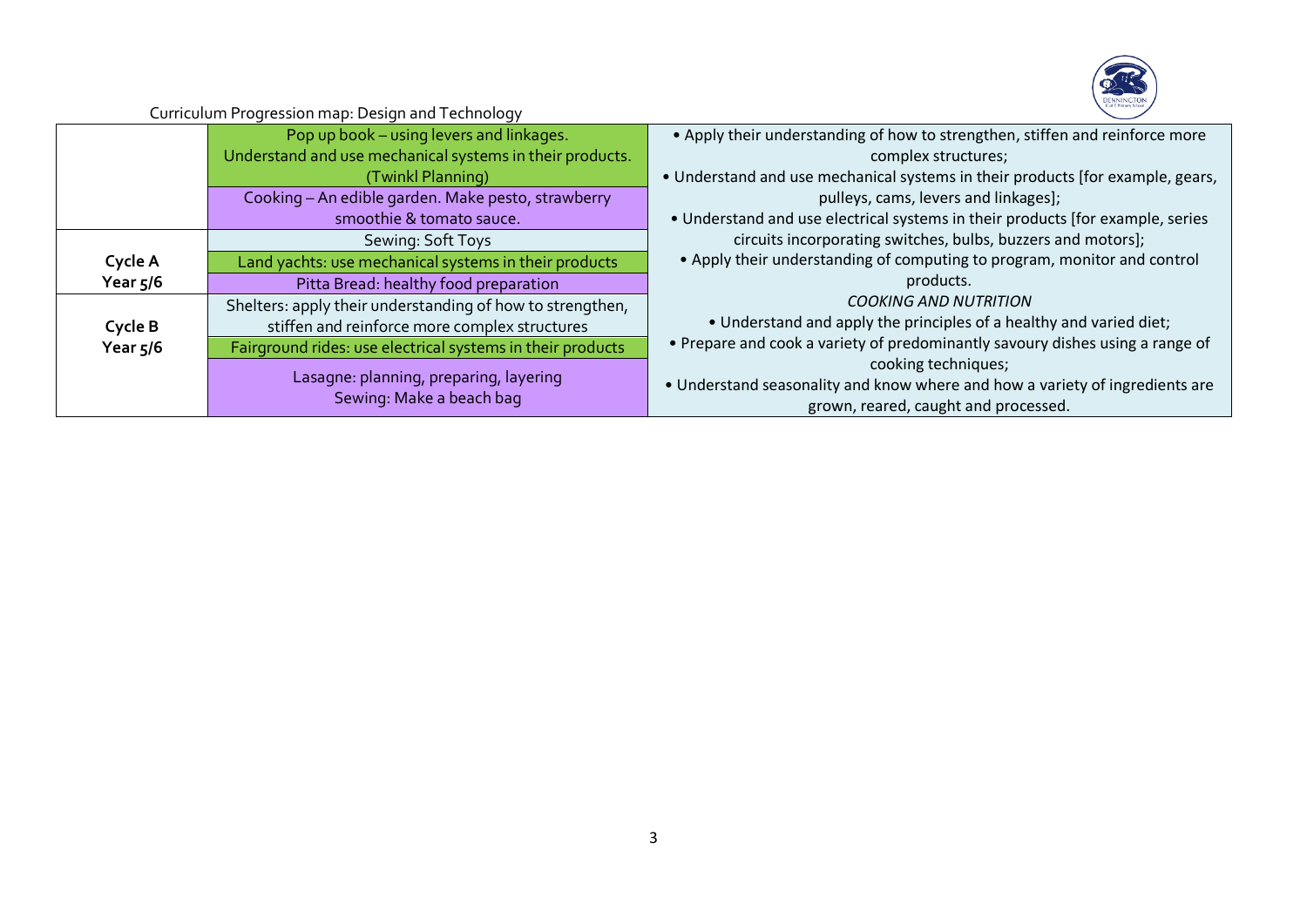Curriculum Progression map: Design and Technology

| | | |
|---|---|---|
| | Pop up book – using levers and linkages. Understand and use mechanical systems in their products. (Twinkl Planning) | • Apply their understanding of how to strengthen, stiffen and reinforce more complex structures; • Understand and use mechanical systems in their products [for example, gears, pulleys, cams, levers and linkages]; • Understand and use electrical systems in their products [for example, series circuits incorporating switches, bulbs, buzzers and motors]; • Apply their understanding of computing to program, monitor and control products. *COOKING AND NUTRITION* • Understand and apply the principles of a healthy and varied diet; • Prepare and cook a variety of predominantly savoury dishes using a range of cooking techniques; • Understand seasonality and know where and how a variety of ingredients are grown, reared, caught and processed. |
| | Cooking – An edible garden. Make pesto, strawberry smoothie & tomato sauce. | |
| **Cycle A Year 5/6** | Sewing: Soft Toys | |
| | Land yachts: use mechanical systems in their products | |
| | Pitta Bread: healthy food preparation | |
| **Cycle B Year 5/6** | Shelters: apply their understanding of how to strengthen, stiffen and reinforce more complex structures | |
| | Fairground rides: use electrical systems in their products | |
| | Lasagne: planning, preparing, layering Sewing: Make a beach bag | |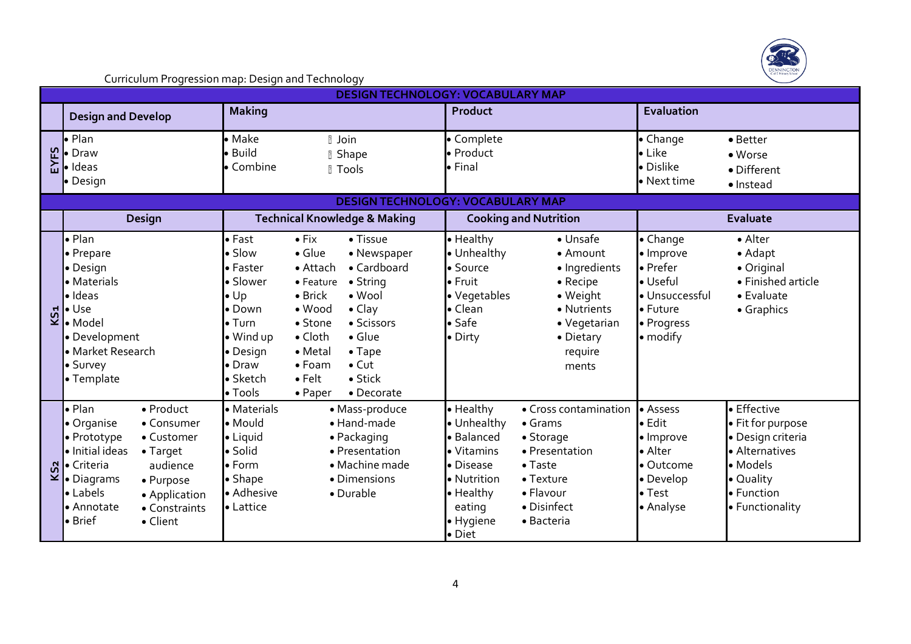Curriculum Progression map: Design and Technology

## DESIGN TECHNOLOGY: VOCABULARY MAP

| | Design and Develop | Making | Product | Evaluation |
|---|---|---|---|---|
| EYFS | • Plan<br>• Draw<br>• Ideas<br>• Design | • Make<br>• Build<br>• Combine<br>• Join<br>• Shape<br>• Tools | • Complete<br>• Product<br>• Final | • Change<br>• Like<br>• Dislike<br>• Next time<br>• Better<br>• Worse<br>• Different<br>• Instead |

## DESIGN TECHNOLOGY: VOCABULARY MAP

| | Design | Technical Knowledge & Making | Cooking and Nutrition | Evaluate |
|---|---|---|---|---|
| KS1 | • Plan<br>• Prepare<br>• Design<br>• Materials<br>• Ideas<br>• Use<br>• Model<br>• Development<br>• Market Research<br>• Survey<br>• Template | • Fast<br>• Slow<br>• Faster<br>• Slower<br>• Up<br>• Down<br>• Turn<br>• Wind up<br>• Design<br>• Draw<br>• Sketch<br>• Tools<br>• Fix<br>• Glue<br>• Attach<br>• Feature<br>• Brick<br>• Wood<br>• Stone<br>• Cloth<br>• Metal<br>• Foam<br>• Felt<br>• Paper<br>• Tissue<br>• Newspaper<br>• Cardboard<br>• String<br>• Wool<br>• Clay<br>• Scissors<br>• Glue<br>• Tape<br>• Cut<br>• Stick<br>• Decorate | • Healthy<br>• Unhealthy<br>• Source<br>• Fruit<br>• Vegetables<br>• Clean<br>• Safe<br>• Dirty<br>• Unsafe<br>• Amount<br>• Ingredients<br>• Recipe<br>• Weight<br>• Nutrients<br>• Vegetarian<br>• Dietary requirements | • Change<br>• Improve<br>• Prefer<br>• Useful<br>• Unsuccessful<br>• Future<br>• Progress<br>• modify<br>• Alter<br>• Adapt<br>• Original<br>• Finished article<br>• Evaluate<br>• Graphics |
| KS2 | • Plan<br>• Organise<br>• Prototype<br>• Initial ideas<br>• Criteria<br>• Diagrams<br>• Labels<br>• Annotate<br>• Brief<br>• Product<br>• Consumer<br>• Customer<br>• Target audience<br>• Purpose<br>• Application<br>• Constraints<br>• Client | • Materials<br>• Mould<br>• Liquid<br>• Solid<br>• Form<br>• Shape<br>• Adhesive<br>• Lattice<br>• Mass-produce<br>• Hand-made<br>• Packaging<br>• Presentation<br>• Machine made<br>• Dimensions<br>• Durable | • Healthy<br>• Unhealthy<br>• Balanced<br>• Vitamins<br>• Disease<br>• Nutrition<br>• Healthy eating<br>• Hygiene<br>• Diet<br>• Cross contamination<br>• Grams<br>• Storage<br>• Presentation<br>• Taste<br>• Texture<br>• Flavour<br>• Disinfect<br>• Bacteria | • Assess<br>• Edit<br>• Improve<br>• Alter<br>• Outcome<br>• Develop<br>• Test<br>• Analyse<br>• Effective<br>• Fit for purpose<br>• Design criteria<br>• Alternatives<br>• Models<br>• Quality<br>• Function<br>• Functionality |